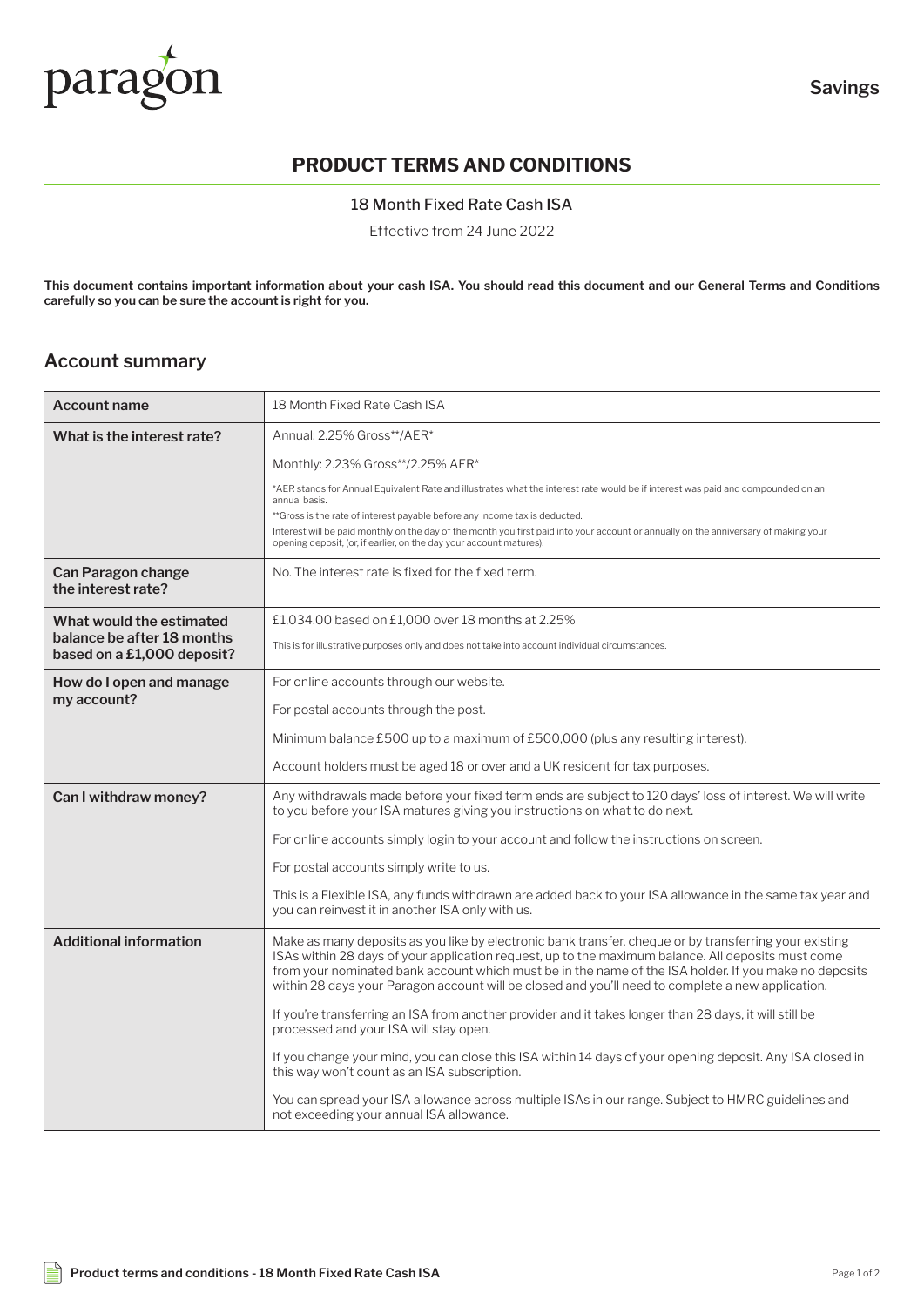Savings

# PRODUCT TERMS AND CONDITIONS

18 Month Fixed Rate Cash ISA

Effective from 24 June 2022

**This document contains important information about your cash ISA. You should read this document and our General Terms and Conditions carefully so you can be sure the account is right for you.**

## Account summary

| **Account name** | 18 Month Fixed Rate Cash ISA |
|---|---|
| **What is the interest rate?** | Annual: 2.25% Gross**/AER*<br><br>Monthly: 2.23% Gross**/2.25% AER*<br><br>*AER stands for Annual Equivalent Rate and illustrates what the interest rate would be if interest was paid and compounded on an annual basis.<br>**Gross is the rate of interest payable before any income tax is deducted.<br>Interest will be paid monthly on the day of the month you first paid into your account or annually on the anniversary of making your opening deposit, (or, if earlier, on the day your account matures). |
| **Can Paragon change the interest rate?** | No. The interest rate is fixed for the fixed term. |
| **What would the estimated balance be after 18 months based on a £1,000 deposit?** | £1,034.00 based on £1,000 over 18 months at 2.25%<br><br>This is for illustrative purposes only and does not take into account individual circumstances. |
| **How do I open and manage my account?** | For online accounts through our website.<br><br>For postal accounts through the post.<br><br>Minimum balance £500 up to a maximum of £500,000 (plus any resulting interest).<br><br>Account holders must be aged 18 or over and a UK resident for tax purposes. |
| **Can I withdraw money?** | Any withdrawals made before your fixed term ends are subject to 120 days' loss of interest. We will write to you before your ISA matures giving you instructions on what to do next.<br><br>For online accounts simply login to your account and follow the instructions on screen.<br><br>For postal accounts simply write to us.<br><br>This is a Flexible ISA, any funds withdrawn are added back to your ISA allowance in the same tax year and you can reinvest it in another ISA only with us. |
| **Additional information** | Make as many deposits as you like by electronic bank transfer, cheque or by transferring your existing ISAs within 28 days of your application request, up to the maximum balance. All deposits must come from your nominated bank account which must be in the name of the ISA holder. If you make no deposits within 28 days your Paragon account will be closed and you'll need to complete a new application.<br><br>If you're transferring an ISA from another provider and it takes longer than 28 days, it will still be processed and your ISA will stay open.<br><br>If you change your mind, you can close this ISA within 14 days of your opening deposit. Any ISA closed in this way won't count as an ISA subscription.<br><br>You can spread your ISA allowance across multiple ISAs in our range. Subject to HMRC guidelines and not exceeding your annual ISA allowance. |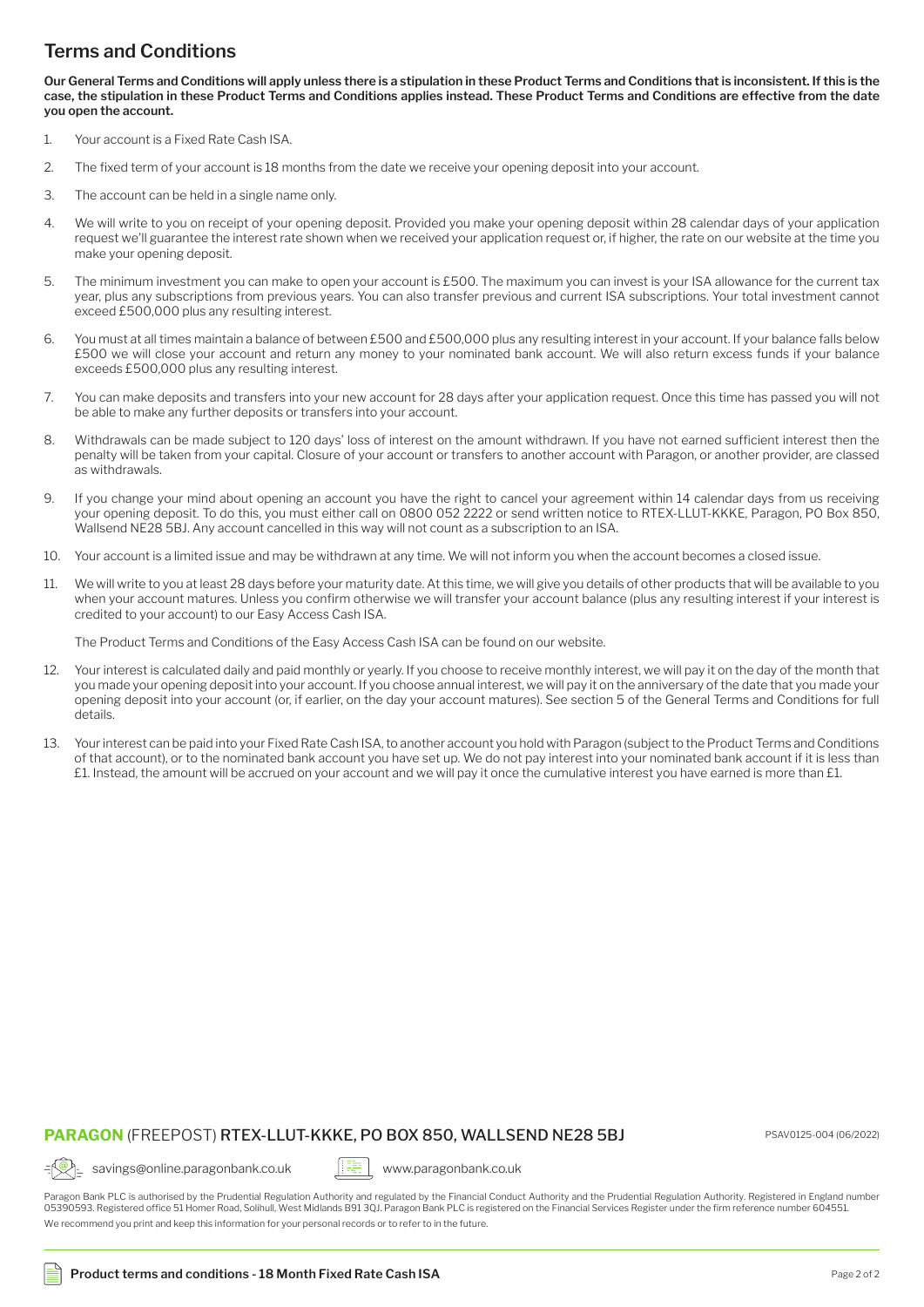## Terms and Conditions

**Our General Terms and Conditions will apply unless there is a stipulation in these Product Terms and Conditions that is inconsistent. If this is the case, the stipulation in these Product Terms and Conditions applies instead. These Product Terms and Conditions are effective from the date you open the account.**

1. Your account is a Fixed Rate Cash ISA.
2. The fixed term of your account is 18 months from the date we receive your opening deposit into your account.
3. The account can be held in a single name only.
4. We will write to you on receipt of your opening deposit. Provided you make your opening deposit within 28 calendar days of your application request we'll guarantee the interest rate shown when we received your application request or, if higher, the rate on our website at the time you make your opening deposit.
5. The minimum investment you can make to open your account is £500. The maximum you can invest is your ISA allowance for the current tax year, plus any subscriptions from previous years. You can also transfer previous and current ISA subscriptions. Your total investment cannot exceed £500,000 plus any resulting interest.
6. You must at all times maintain a balance of between £500 and £500,000 plus any resulting interest in your account. If your balance falls below £500 we will close your account and return any money to your nominated bank account. We will also return excess funds if your balance exceeds £500,000 plus any resulting interest.
7. You can make deposits and transfers into your new account for 28 days after your application request. Once this time has passed you will not be able to make any further deposits or transfers into your account.
8. Withdrawals can be made subject to 120 days' loss of interest on the amount withdrawn. If you have not earned sufficient interest then the penalty will be taken from your capital. Closure of your account or transfers to another account with Paragon, or another provider, are classed as withdrawals.
9. If you change your mind about opening an account you have the right to cancel your agreement within 14 calendar days from us receiving your opening deposit. To do this, you must either call on 0800 052 2222 or send written notice to RTEX-LLUT-KKKE, Paragon, PO Box 850, Wallsend NE28 5BJ. Any account cancelled in this way will not count as a subscription to an ISA.
10. Your account is a limited issue and may be withdrawn at any time. We will not inform you when the account becomes a closed issue.
11. We will write to you at least 28 days before your maturity date. At this time, we will give you details of other products that will be available to you when your account matures. Unless you confirm otherwise we will transfer your account balance (plus any resulting interest if your interest is credited to your account) to our Easy Access Cash ISA.

    The Product Terms and Conditions of the Easy Access Cash ISA can be found on our website.
12. Your interest is calculated daily and paid monthly or yearly. If you choose to receive monthly interest, we will pay it on the day of the month that you made your opening deposit into your account. If you choose annual interest, we will pay it on the anniversary of the date that you made your opening deposit into your account (or, if earlier, on the day your account matures). See section 5 of the General Terms and Conditions for full details.
13. Your interest can be paid into your Fixed Rate Cash ISA, to another account you hold with Paragon (subject to the Product Terms and Conditions of that account), or to the nominated bank account you have set up. We do not pay interest into your nominated bank account if it is less than £1. Instead, the amount will be accrued on your account and we will pay it once the cumulative interest you have earned is more than £1.

**PARAGON** (FREEPOST) RTEX-LLUT-KKKE, PO BOX 850, WALLSEND NE28 5BJ

PSAV0125-004 (06/2022)

savings@online.paragonbank.co.uk

www.paragonbank.co.uk

Paragon Bank PLC is authorised by the Prudential Regulation Authority and regulated by the Financial Conduct Authority and the Prudential Regulation Authority. Registered in England number 05390593. Registered office 51 Homer Road, Solihull, West Midlands B91 3QJ. Paragon Bank PLC is registered on the Financial Services Register under the firm reference number 604551.

We recommend you print and keep this information for your personal records or to refer to in the future.

**Product terms and conditions - 18 Month Fixed Rate Cash ISA**